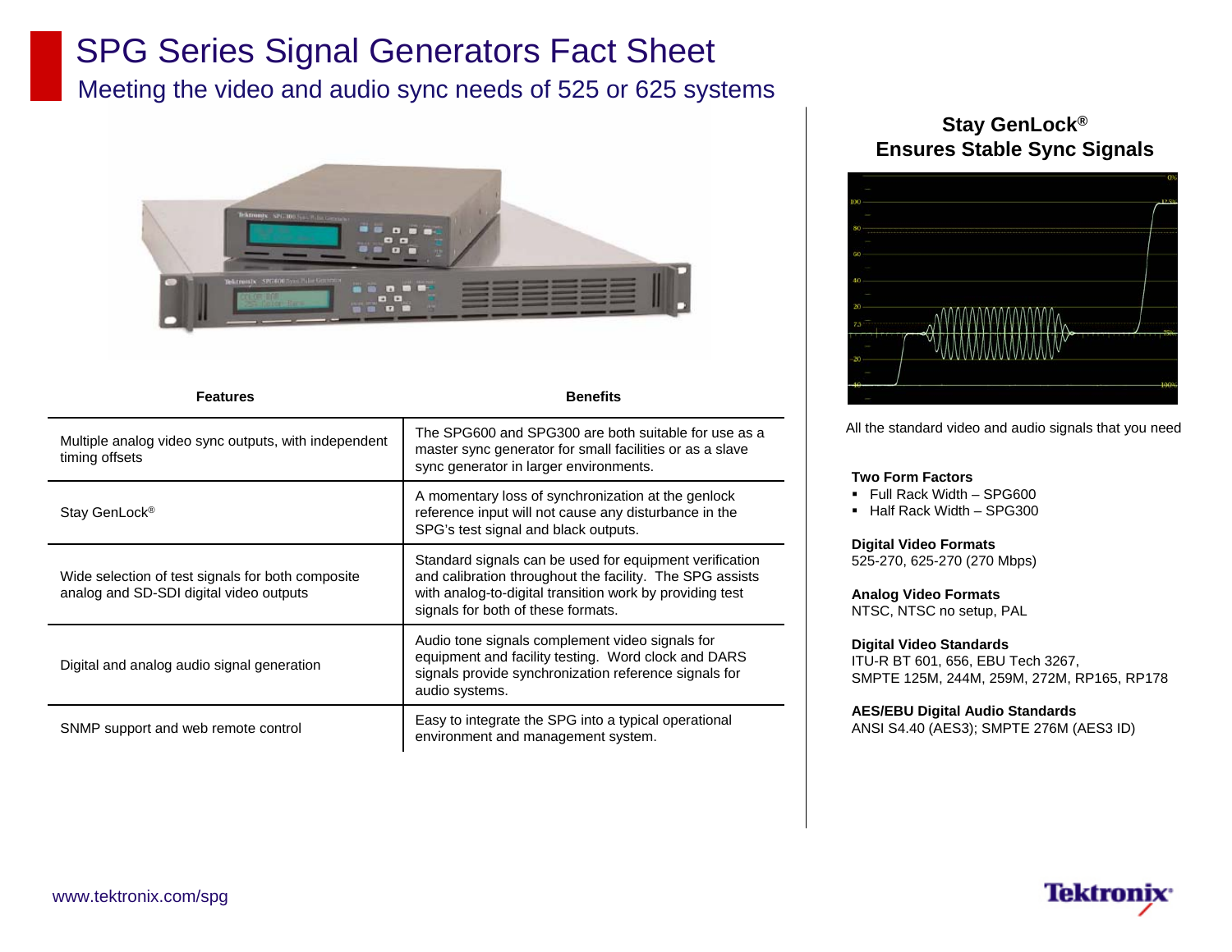# SPG Series Signal Generators Fact Sheet

## Meeting the video and audio sync needs of 525 or 625 systems

| Features | Benefits |
|---|---|
| Multiple analog video sync outputs, with independent timing offsets | The SPG600 and SPG300 are both suitable for use as a master sync generator for small facilities or as a slave sync generator in larger environments. |
| Stay GenLock® | A momentary loss of synchronization at the genlock reference input will not cause any disturbance in the SPG's test signal and black outputs. |
| Wide selection of test signals for both composite analog and SD-SDI digital video outputs | Standard signals can be used for equipment verification and calibration throughout the facility. The SPG assists with analog-to-digital transition work by providing test signals for both of these formats. |
| Digital and analog audio signal generation | Audio tone signals complement video signals for equipment and facility testing. Word clock and DARS signals provide synchronization reference signals for audio systems. |
| SNMP support and web remote control | Easy to integrate the SPG into a typical operational environment and management system. |

### Stay GenLock® Ensures Stable Sync Signals

All the standard video and audio signals that you need

**Two Form Factors**

- Full Rack Width – SPG600
- Half Rack Width – SPG300

**Digital Video Formats**

525-270, 625-270 (270 Mbps)

**Analog Video Formats**

NTSC, NTSC no setup, PAL

**Digital Video Standards**

ITU-R BT 601, 656, EBU Tech 3267,
SMPTE 125M, 244M, 259M, 272M, RP165, RP178

**AES/EBU Digital Audio Standards**

ANSI S4.40 (AES3); SMPTE 276M (AES3 ID)

www.tektronix.com/spg

Tektronix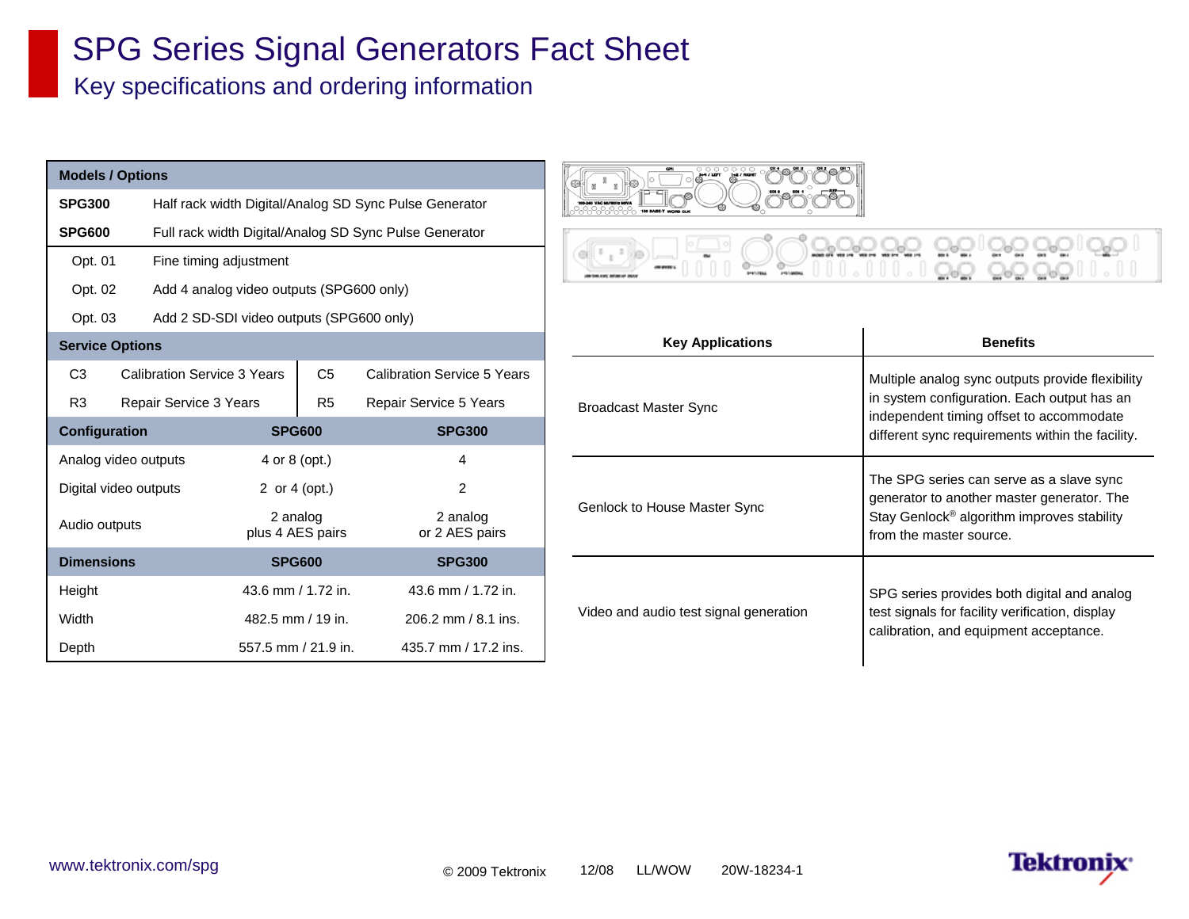# SPG Series Signal Generators Fact Sheet

## Key specifications and ordering information

| Models / Options | |
|---|---|
| **SPG300** | Half rack width Digital/Analog SD Sync Pulse Generator |
| **SPG600** | Full rack width Digital/Analog SD Sync Pulse Generator |
| Opt. 01 | Fine timing adjustment |
| Opt. 02 | Add 4 analog video outputs (SPG600 only) |
| Opt. 03 | Add 2 SD-SDI video outputs (SPG600 only) |

| Service Options | | | |
|---|---|---|---|
| C3 | Calibration Service 3 Years | C5 | Calibration Service 5 Years |
| R3 | Repair Service 3 Years | R5 | Repair Service 5 Years |

| Configuration | SPG600 | SPG300 |
|---|---|---|
| Analog video outputs | 4 or 8 (opt.) | 4 |
| Digital video outputs | 2 or 4 (opt.) | 2 |
| Audio outputs | 2 analog plus 4 AES pairs | 2 analog or 2 AES pairs |

| Dimensions | SPG600 | SPG300 |
|---|---|---|
| Height | 43.6 mm / 1.72 in. | 43.6 mm / 1.72 in. |
| Width | 482.5 mm / 19 in. | 206.2 mm / 8.1 ins. |
| Depth | 557.5 mm / 21.9 in. | 435.7 mm / 17.2 ins. |

| Key Applications | Benefits |
|---|---|
| Broadcast Master Sync | Multiple analog sync outputs provide flexibility in system configuration. Each output has an independent timing offset to accommodate different sync requirements within the facility. |
| Genlock to House Master Sync | The SPG series can serve as a slave sync generator to another master generator. The Stay Genlock® algorithm improves stability from the master source. |
| Video and audio test signal generation | SPG series provides both digital and analog test signals for facility verification, display calibration, and equipment acceptance. |

www.tektronix.com/spg

© 2009 Tektronix 12/08 LL/WOW 20W-18234-1